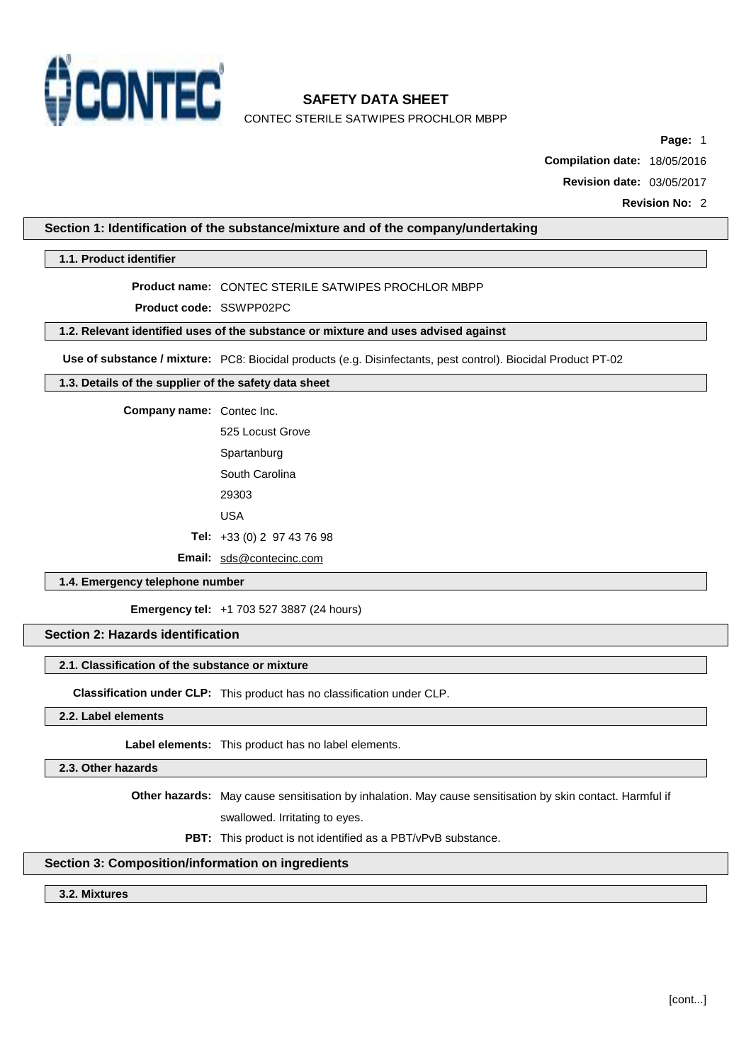# SAFETY DATA SHEET

CONTEC STERILE SATWIPES PROCHLOR MBPP

**Compilation date:** 18/05/2016

**Revision date:** 03/05/2017

**Revision No:** 2

## Section 1: Identification of the substance/mixture and of the company/undertaking

### 1.1. Product identifier

**Product name:** CONTEC STERILE SATWIPES PROCHLOR MBPP

**Product code:** SSWPP02PC

### 1.2. Relevant identified uses of the substance or mixture and uses advised against

**Use of substance / mixture:** PC8: Biocidal products (e.g. Disinfectants, pest control). Biocidal Product PT-02

### 1.3. Details of the supplier of the safety data sheet

**Company name:** Contec Inc.

525 Locust Grove

Spartanburg

South Carolina

29303

USA

**Tel:** +33 (0) 2 97 43 76 98

**Email:** sds@contecinc.com

### 1.4. Emergency telephone number

**Emergency tel:** +1 703 527 3887 (24 hours)

## Section 2: Hazards identification

### 2.1. Classification of the substance or mixture

**Classification under CLP:** This product has no classification under CLP.

### 2.2. Label elements

**Label elements:** This product has no label elements.

### 2.3. Other hazards

**Other hazards:** May cause sensitisation by inhalation. May cause sensitisation by skin contact. Harmful if swallowed. Irritating to eyes.

**PBT:** This product is not identified as a PBT/vPvB substance.

## Section 3: Composition/information on ingredients

### 3.2. Mixtures

[cont...]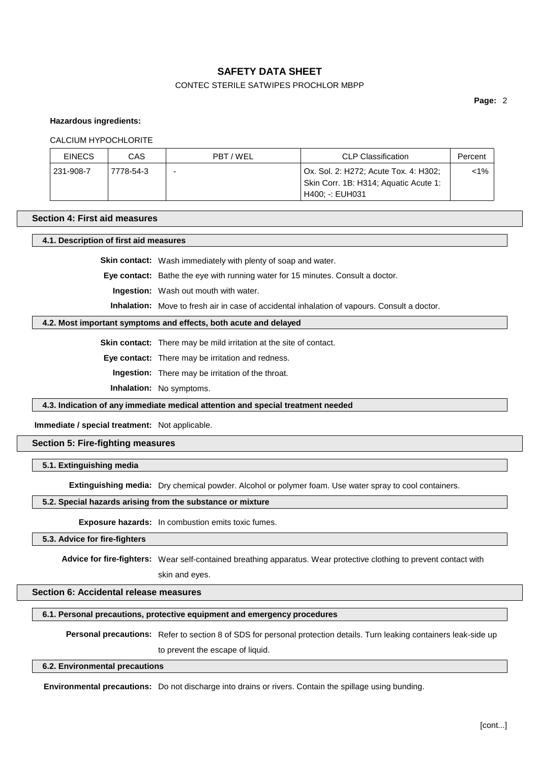**Hazardous ingredients:**

CALCIUM HYPOCHLORITE

| EINECS | CAS | PBT / WEL | CLP Classification | Percent |
|---|---|---|---|---|
| 231-908-7 | 7778-54-3 | - | Ox. Sol. 2: H272; Acute Tox. 4: H302; Skin Corr. 1B: H314; Aquatic Acute 1: H400; -: EUH031 | <1% |

## Section 4: First aid measures

### 4.1. Description of first aid measures

**Skin contact:** Wash immediately with plenty of soap and water.

**Eye contact:** Bathe the eye with running water for 15 minutes. Consult a doctor.

**Ingestion:** Wash out mouth with water.

**Inhalation:** Move to fresh air in case of accidental inhalation of vapours. Consult a doctor.

### 4.2. Most important symptoms and effects, both acute and delayed

**Skin contact:** There may be mild irritation at the site of contact.

**Eye contact:** There may be irritation and redness.

**Ingestion:** There may be irritation of the throat.

**Inhalation:** No symptoms.

### 4.3. Indication of any immediate medical attention and special treatment needed

**Immediate / special treatment:** Not applicable.

## Section 5: Fire-fighting measures

### 5.1. Extinguishing media

**Extinguishing media:** Dry chemical powder. Alcohol or polymer foam. Use water spray to cool containers.

### 5.2. Special hazards arising from the substance or mixture

**Exposure hazards:** In combustion emits toxic fumes.

### 5.3. Advice for fire-fighters

**Advice for fire-fighters:** Wear self-contained breathing apparatus. Wear protective clothing to prevent contact with skin and eyes.

## Section 6: Accidental release measures

### 6.1. Personal precautions, protective equipment and emergency procedures

**Personal precautions:** Refer to section 8 of SDS for personal protection details. Turn leaking containers leak-side up to prevent the escape of liquid.

### 6.2. Environmental precautions

**Environmental precautions:** Do not discharge into drains or rivers. Contain the spillage using bunding.

[cont...]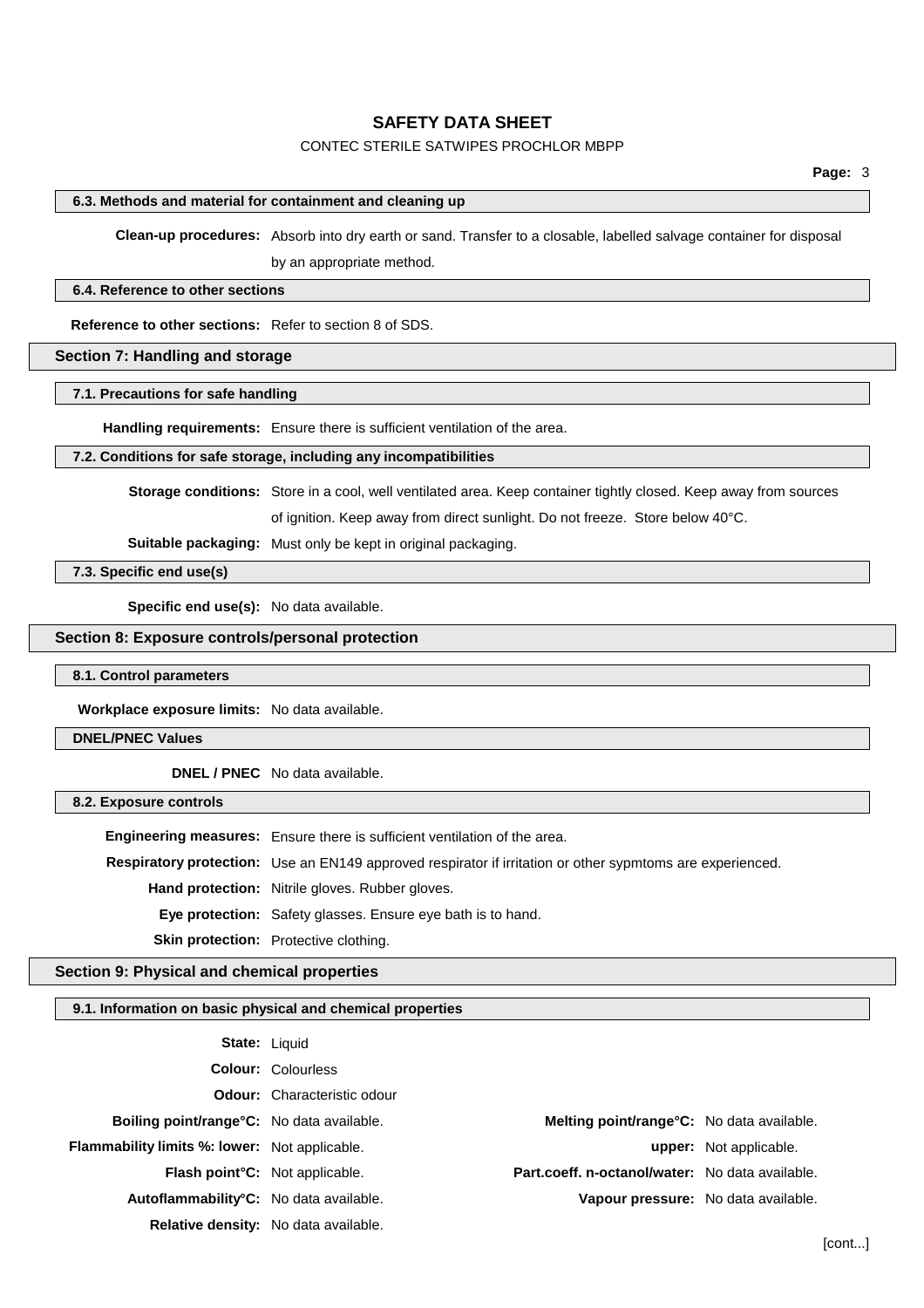#### 6.3. Methods and material for containment and cleaning up

**Clean-up procedures:** Absorb into dry earth or sand. Transfer to a closable, labelled salvage container for disposal by an appropriate method.

#### 6.4. Reference to other sections

**Reference to other sections:** Refer to section 8 of SDS.

### Section 7: Handling and storage

#### 7.1. Precautions for safe handling

**Handling requirements:** Ensure there is sufficient ventilation of the area.

#### 7.2. Conditions for safe storage, including any incompatibilities

**Storage conditions:** Store in a cool, well ventilated area. Keep container tightly closed. Keep away from sources of ignition. Keep away from direct sunlight. Do not freeze. Store below 40°C.

**Suitable packaging:** Must only be kept in original packaging.

#### 7.3. Specific end use(s)

**Specific end use(s):** No data available.

### Section 8: Exposure controls/personal protection

#### 8.1. Control parameters

**Workplace exposure limits:** No data available.

#### DNEL/PNEC Values

**DNEL / PNEC** No data available.

#### 8.2. Exposure controls

**Engineering measures:** Ensure there is sufficient ventilation of the area.

**Respiratory protection:** Use an EN149 approved respirator if irritation or other sypmtoms are experienced.

**Hand protection:** Nitrile gloves. Rubber gloves.

**Eye protection:** Safety glasses. Ensure eye bath is to hand.

**Skin protection:** Protective clothing.

### Section 9: Physical and chemical properties

#### 9.1. Information on basic physical and chemical properties

**State:** Liquid

**Colour:** Colourless

**Odour:** Characteristic odour

**Boiling point/range°C:** No data available.

**Melting point/range°C:** No data available.

**Flammability limits %: lower:** Not applicable.

**upper:** Not applicable.

**Flash point°C:** Not applicable.

**Part.coeff. n-octanol/water:** No data available.

**Autoflammability°C:** No data available.

**Vapour pressure:** No data available.

**Relative density:** No data available.

[cont...]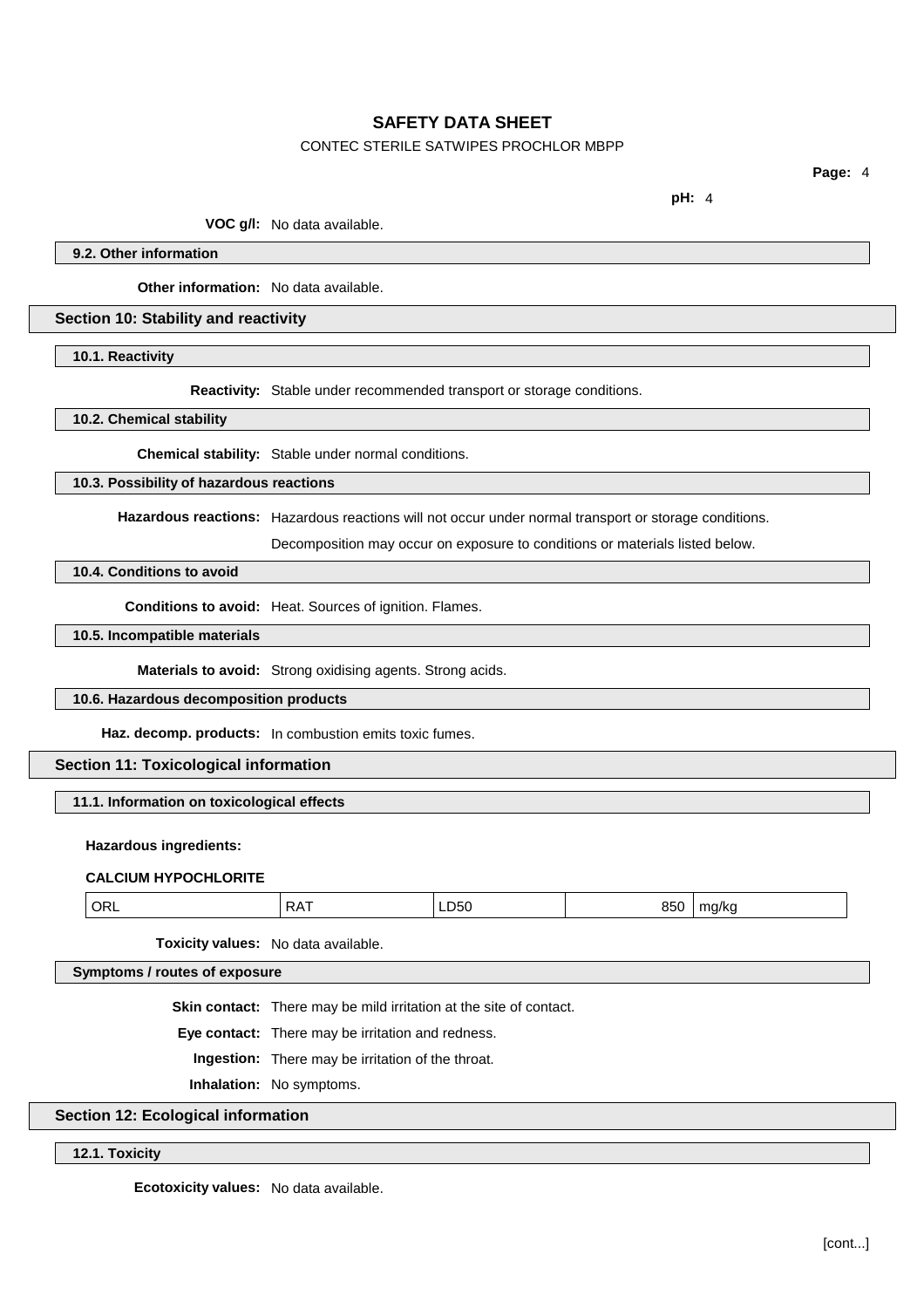**pH:** 4

**VOC g/l:** No data available.

### 9.2. Other information

**Other information:** No data available.

## Section 10: Stability and reactivity

### 10.1. Reactivity

**Reactivity:** Stable under recommended transport or storage conditions.

### 10.2. Chemical stability

**Chemical stability:** Stable under normal conditions.

### 10.3. Possibility of hazardous reactions

**Hazardous reactions:** Hazardous reactions will not occur under normal transport or storage conditions.

Decomposition may occur on exposure to conditions or materials listed below.

### 10.4. Conditions to avoid

**Conditions to avoid:** Heat. Sources of ignition. Flames.

### 10.5. Incompatible materials

**Materials to avoid:** Strong oxidising agents. Strong acids.

### 10.6. Hazardous decomposition products

**Haz. decomp. products:** In combustion emits toxic fumes.

## Section 11: Toxicological information

### 11.1. Information on toxicological effects

**Hazardous ingredients:**

**CALCIUM HYPOCHLORITE**

| | | | | |
|---|---|---|---|---|
| ORL | RAT | LD50 | 850 | mg/kg |

**Toxicity values:** No data available.

### Symptoms / routes of exposure

**Skin contact:** There may be mild irritation at the site of contact.

**Eye contact:** There may be irritation and redness.

**Ingestion:** There may be irritation of the throat.

**Inhalation:** No symptoms.

## Section 12: Ecological information

### 12.1. Toxicity

**Ecotoxicity values:** No data available.

[cont...]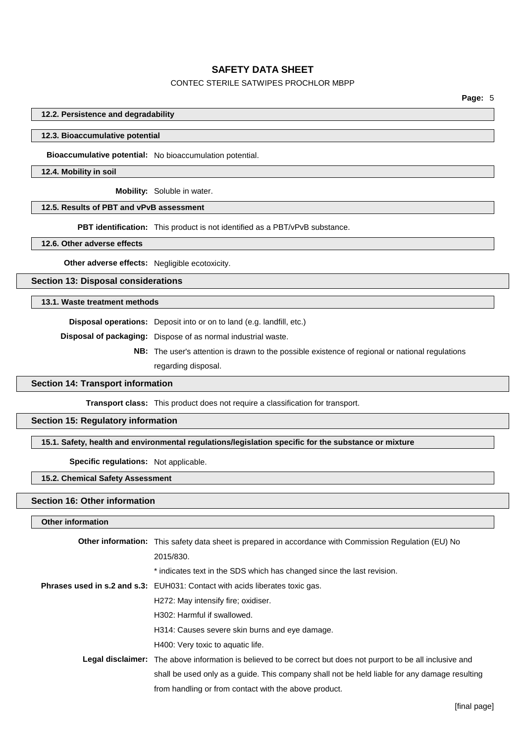### 12.2. Persistence and degradability

### 12.3. Bioaccumulative potential

**Bioaccumulative potential:** No bioaccumulation potential.

### 12.4. Mobility in soil

**Mobility:** Soluble in water.

### 12.5. Results of PBT and vPvB assessment

**PBT identification:** This product is not identified as a PBT/vPvB substance.

### 12.6. Other adverse effects

**Other adverse effects:** Negligible ecotoxicity.

## Section 13: Disposal considerations

### 13.1. Waste treatment methods

**Disposal operations:** Deposit into or on to land (e.g. landfill, etc.)

**Disposal of packaging:** Dispose of as normal industrial waste.

**NB:** The user's attention is drawn to the possible existence of regional or national regulations regarding disposal.

## Section 14: Transport information

**Transport class:** This product does not require a classification for transport.

## Section 15: Regulatory information

### 15.1. Safety, health and environmental regulations/legislation specific for the substance or mixture

**Specific regulations:** Not applicable.

### 15.2. Chemical Safety Assessment

## Section 16: Other information

### Other information

**Other information:** This safety data sheet is prepared in accordance with Commission Regulation (EU) No 2015/830.

* indicates text in the SDS which has changed since the last revision.

**Phrases used in s.2 and s.3:** EUH031: Contact with acids liberates toxic gas.

H272: May intensify fire; oxidiser.

H302: Harmful if swallowed.

H314: Causes severe skin burns and eye damage.

H400: Very toxic to aquatic life.

**Legal disclaimer:** The above information is believed to be correct but does not purport to be all inclusive and shall be used only as a guide. This company shall not be held liable for any damage resulting from handling or from contact with the above product.

[final page]